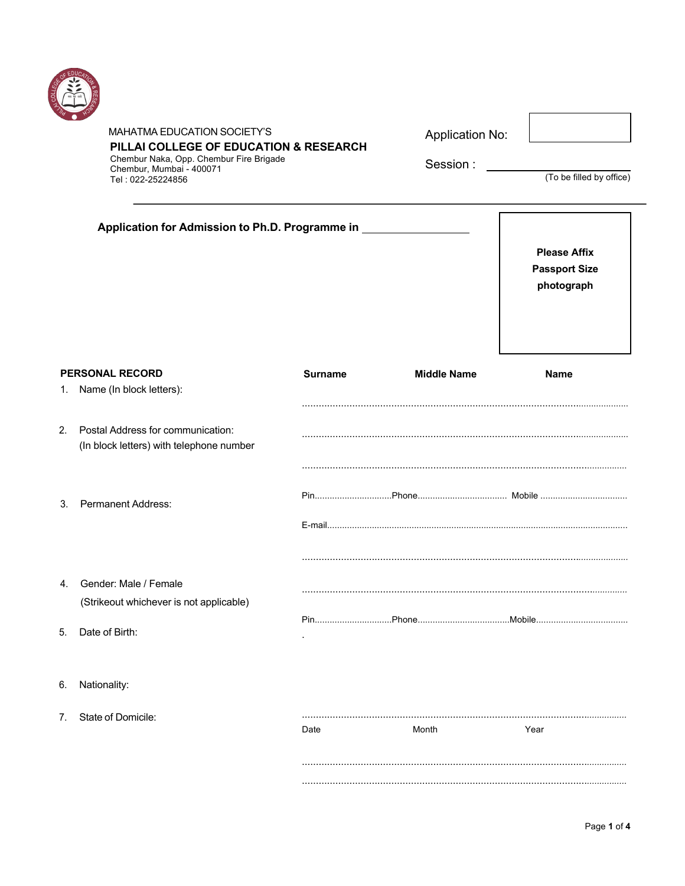MAHATMA EDUCATION SOCIETY'S

**PILLAI COLLEGE OF EDUCATION & RESEARCH**

Chembur Naka, Opp. Chembur Fire Brigade
Chembur, Mumbai - 400071
Tel : 022-25224856

Application No:

Session : ____________________

(To be filled by office)

---

**Application for Admission to Ph.D. Programme in** ____________________

**Please Affix Passport Size photograph**

**PERSONAL RECORD**

| | **Surname** | **Middle Name** | **Name** |
|---|---|---|---|
| 1. Name (In block letters): | ........................................................................................................ | | |

2. Postal Address for communication:
(In block letters) with telephone number

........................................................................................................

........................................................................................................

Pin............................... Phone.................................... Mobile ..................................

E-mail........................................................................................................

3. Permanent Address:

........................................................................................................

........................................................................................................

Pin...............................Phone.....................................Mobile.....................................

4. Gender: Male / Female
(Strikeout whichever is not applicable)

5. Date of Birth:

........................................................................................................

Date Month Year

6. Nationality:

........................................................................................................

7. State of Domicile:

........................................................................................................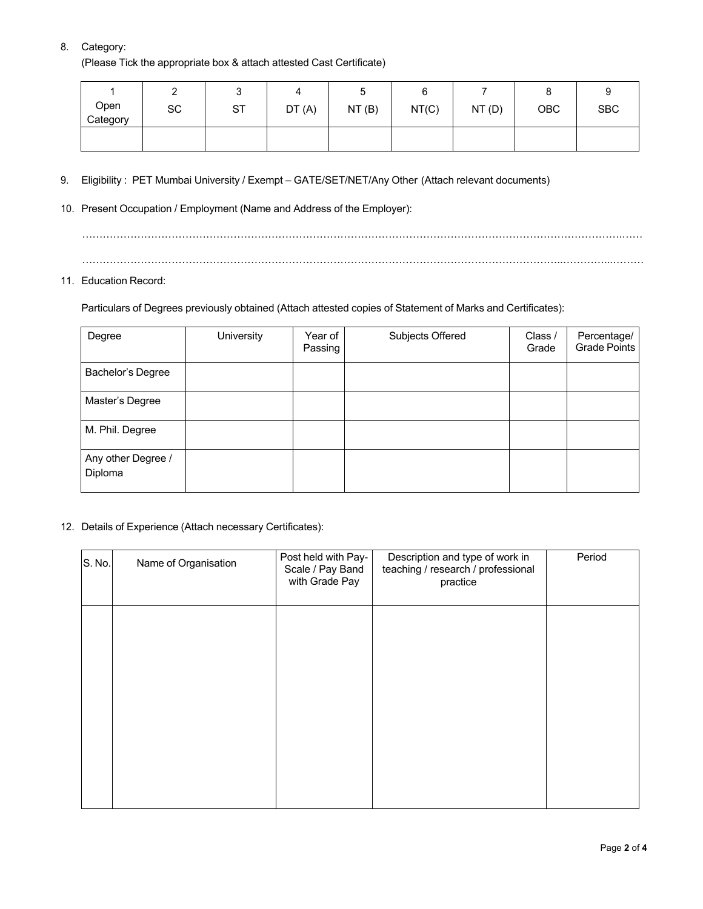8. Category:
   (Please Tick the appropriate box & attach attested Cast Certificate)

| 1<br>Open Category | 2<br>SC | 3<br>ST | 4<br>DT (A) | 5<br>NT (B) | 6<br>NT(C) | 7<br>NT (D) | 8<br>OBC | 9<br>SBC |
|---|---|---|---|---|---|---|---|---|
| | | | | | | | | |

9. Eligibility : PET Mumbai University / Exempt – GATE/SET/NET/Any Other (Attach relevant documents)

10. Present Occupation / Employment (Name and Address of the Employer):

    ……………………………………………………………………………………………………………………………………………

    ……………………………………………………………………………………………………………………………………………

11. Education Record:

    Particulars of Degrees previously obtained (Attach attested copies of Statement of Marks and Certificates):

| Degree | University | Year of Passing | Subjects Offered | Class / Grade | Percentage/ Grade Points |
|---|---|---|---|---|---|
| Bachelor's Degree | | | | | |
| Master's Degree | | | | | |
| M. Phil. Degree | | | | | |
| Any other Degree / Diploma | | | | | |

12. Details of Experience (Attach necessary Certificates):

| S. No. | Name of Organisation | Post held with Pay-Scale / Pay Band with Grade Pay | Description and type of work in teaching / research / professional practice | Period |
|---|---|---|---|---|
| | | | | |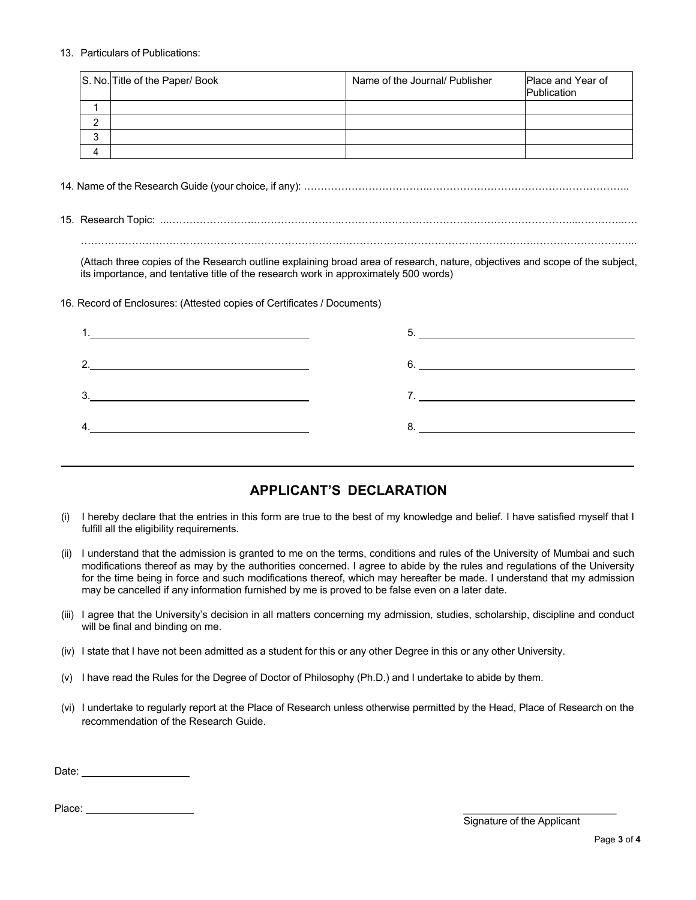13. Particulars of Publications:

| S. No. | Title of the Paper/ Book | Name of the Journal/ Publisher | Place and Year of Publication |
|---|---|---|---|
| 1 | | | |
| 2 | | | |
| 3 | | | |
| 4 | | | |

14. Name of the Research Guide (your choice, if any): ………………………………………………………………………………………..

15. Research Topic: ……………………………………………………………………………………………………………………………

……………………………………………………………………………………………………………………………………………………...

(Attach three copies of the Research outline explaining broad area of research, nature, objectives and scope of the subject, its importance, and tentative title of the research work in approximately 500 words)

16. Record of Enclosures: (Attested copies of Certificates / Documents)

1. ____________________________________
2. ____________________________________
3. ____________________________________
4. ____________________________________
5. ____________________________________
6. ____________________________________
7. ____________________________________
8. ____________________________________

---

## APPLICANT'S DECLARATION

(i) I hereby declare that the entries in this form are true to the best of my knowledge and belief. I have satisfied myself that I fulfill all the eligibility requirements.

(ii) I understand that the admission is granted to me on the terms, conditions and rules of the University of Mumbai and such modifications thereof as may by the authorities concerned. I agree to abide by the rules and regulations of the University for the time being in force and such modifications thereof, which may hereafter be made. I understand that my admission may be cancelled if any information furnished by me is proved to be false even on a later date.

(iii) I agree that the University's decision in all matters concerning my admission, studies, scholarship, discipline and conduct will be final and binding on me.

(iv) I state that I have not been admitted as a student for this or any other Degree in this or any other University.

(v) I have read the Rules for the Degree of Doctor of Philosophy (Ph.D.) and I undertake to abide by them.

(vi) I undertake to regularly report at the Place of Research unless otherwise permitted by the Head, Place of Research on the recommendation of the Research Guide.

Date: ____________________

Place: ____________________

____________________________
Signature of the Applicant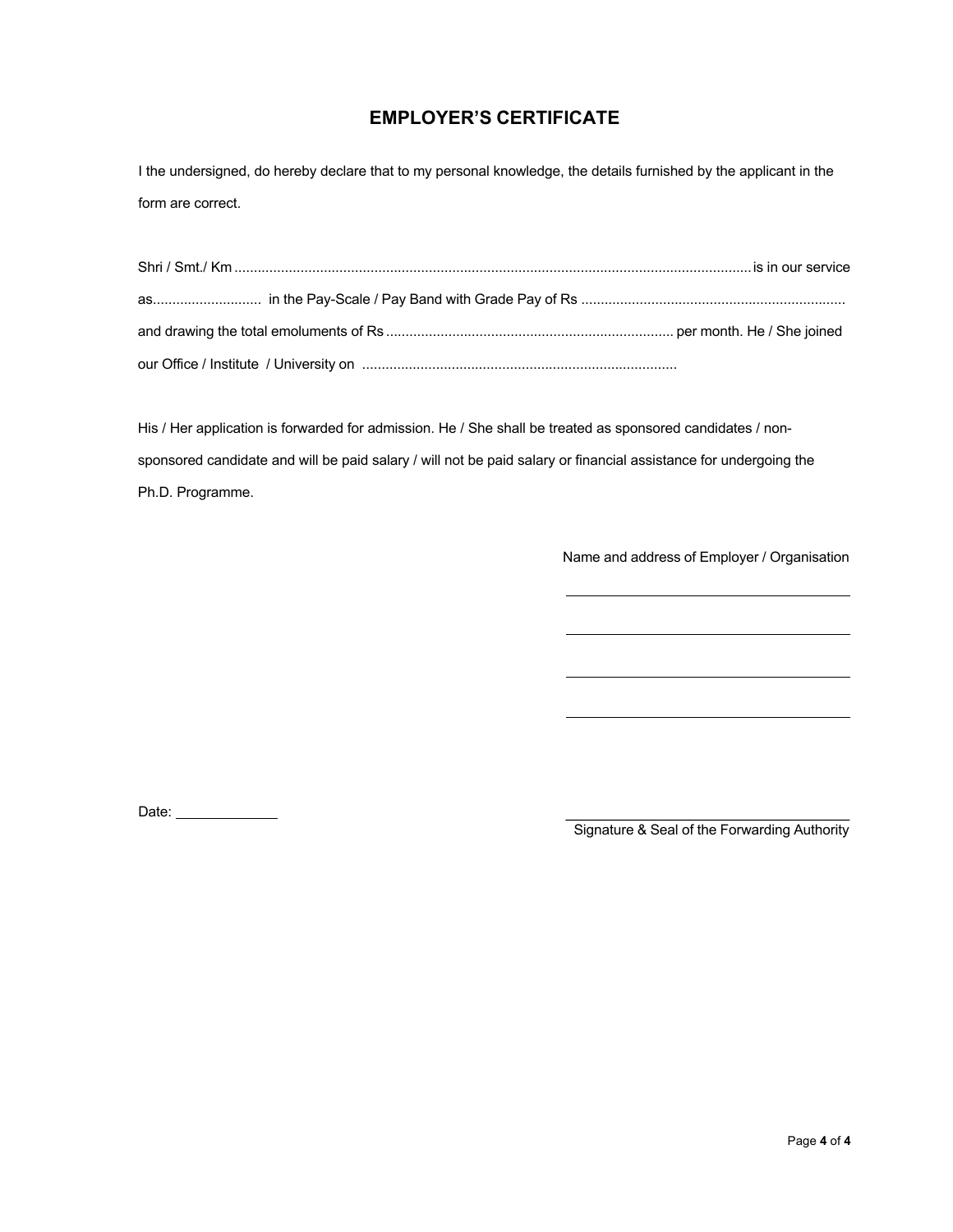# EMPLOYER'S CERTIFICATE

I the undersigned, do hereby declare that to my personal knowledge, the details furnished by the applicant in the form are correct.

Shri / Smt./ Km ........................................................................................................................................ is in our service as............................ in the Pay-Scale / Pay Band with Grade Pay of Rs .................................................................... and drawing the total emoluments of Rs ......................................................................... per month. He / She joined our Office / Institute / University on .................................................................................

His / Her application is forwarded for admission. He / She shall be treated as sponsored candidates / non-sponsored candidate and will be paid salary / will not be paid salary or financial assistance for undergoing the Ph.D. Programme.

Name and address of Employer / Organisation

\_\_\_\_\_\_\_\_\_\_\_\_\_\_\_\_\_\_\_\_\_\_\_\_\_\_\_\_\_\_\_\_\_\_\_\_

\_\_\_\_\_\_\_\_\_\_\_\_\_\_\_\_\_\_\_\_\_\_\_\_\_\_\_\_\_\_\_\_\_\_\_\_

\_\_\_\_\_\_\_\_\_\_\_\_\_\_\_\_\_\_\_\_\_\_\_\_\_\_\_\_\_\_\_\_\_\_\_\_

\_\_\_\_\_\_\_\_\_\_\_\_\_\_\_\_\_\_\_\_\_\_\_\_\_\_\_\_\_\_\_\_\_\_\_\_

Date: \_\_\_\_\_\_\_\_\_\_\_\_\_\_

\_\_\_\_\_\_\_\_\_\_\_\_\_\_\_\_\_\_\_\_\_\_\_\_\_\_\_\_\_\_\_\_\_\_\_\_

Signature & Seal of the Forwarding Authority